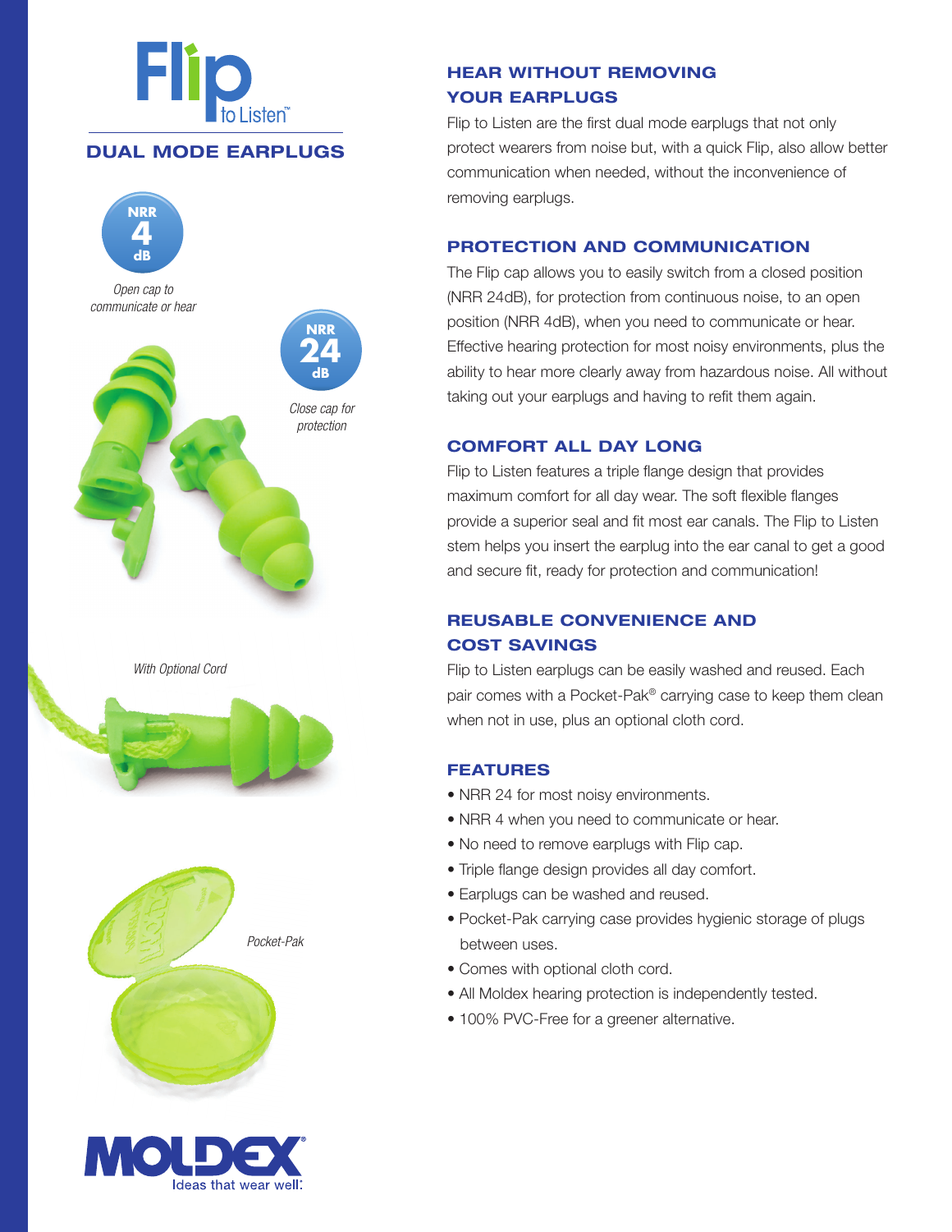# Flip to Listen™

## DUAL MODE EARPLUGS

NRR 4 dB

*Open cap to communicate or hear*

NRR 24 dB

*Close cap for protection*

*With Optional Cord*

*Pocket-Pak*

MOLDEX® Ideas that wear well.

## HEAR WITHOUT REMOVING YOUR EARPLUGS

Flip to Listen are the first dual mode earplugs that not only protect wearers from noise but, with a quick Flip, also allow better communication when needed, without the inconvenience of removing earplugs.

## PROTECTION AND COMMUNICATION

The Flip cap allows you to easily switch from a closed position (NRR 24dB), for protection from continuous noise, to an open position (NRR 4dB), when you need to communicate or hear. Effective hearing protection for most noisy environments, plus the ability to hear more clearly away from hazardous noise. All without taking out your earplugs and having to refit them again.

## COMFORT ALL DAY LONG

Flip to Listen features a triple flange design that provides maximum comfort for all day wear. The soft flexible flanges provide a superior seal and fit most ear canals. The Flip to Listen stem helps you insert the earplug into the ear canal to get a good and secure fit, ready for protection and communication!

## REUSABLE CONVENIENCE AND COST SAVINGS

Flip to Listen earplugs can be easily washed and reused. Each pair comes with a Pocket-Pak® carrying case to keep them clean when not in use, plus an optional cloth cord.

## FEATURES

- NRR 24 for most noisy environments.
- NRR 4 when you need to communicate or hear.
- No need to remove earplugs with Flip cap.
- Triple flange design provides all day comfort.
- Earplugs can be washed and reused.
- Pocket-Pak carrying case provides hygienic storage of plugs between uses.
- Comes with optional cloth cord.
- All Moldex hearing protection is independently tested.
- 100% PVC-Free for a greener alternative.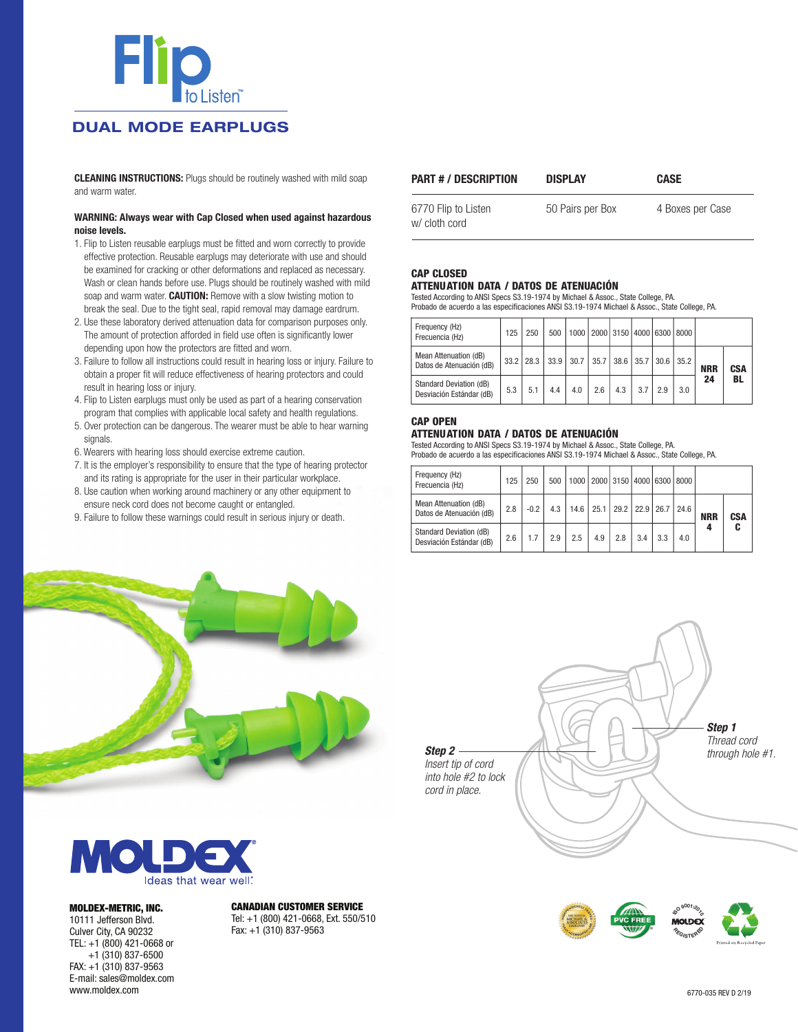# Flip to Listen™

## DUAL MODE EARPLUGS

**CLEANING INSTRUCTIONS:** Plugs should be routinely washed with mild soap and warm water.

**WARNING: Always wear with Cap Closed when used against hazardous noise levels.**

1. Flip to Listen reusable earplugs must be fitted and worn correctly to provide effective protection. Reusable earplugs may deteriorate with use and should be examined for cracking or other deformations and replaced as necessary. Wash or clean hands before use. Plugs should be routinely washed with mild soap and warm water. **CAUTION:** Remove with a slow twisting motion to break the seal. Due to the tight seal, rapid removal may damage eardrum.
2. Use these laboratory derived attenuation data for comparison purposes only. The amount of protection afforded in field use often is significantly lower depending upon how the protectors are fitted and worn.
3. Failure to follow all instructions could result in hearing loss or injury. Failure to obtain a proper fit will reduce effectiveness of hearing protectors and could result in hearing loss or injury.
4. Flip to Listen earplugs must only be used as part of a hearing conservation program that complies with applicable local safety and health regulations.
5. Over protection can be dangerous. The wearer must be able to hear warning signals.
6. Wearers with hearing loss should exercise extreme caution.
7. It is the employer's responsibility to ensure that the type of hearing protector and its rating is appropriate for the user in their particular workplace.
8. Use caution when working around machinery or any other equipment to ensure neck cord does not become caught or entangled.
9. Failure to follow these warnings could result in serious injury or death.

| PART # / DESCRIPTION | DISPLAY | CASE |
|---|---|---|
| 6770 Flip to Listen w/ cloth cord | 50 Pairs per Box | 4 Boxes per Case |

### CAP CLOSED
### ATTENUATION DATA / DATOS DE ATENUACIÓN

Tested According to ANSI Specs S3.19-1974 by Michael & Assoc., State College, PA.
Probado de acuerdo a las especificaciones ANSI S3.19-1974 Michael & Assoc., State College, PA.

| Frequency (Hz) Frecuencia (Hz) | 125 | 250 | 500 | 1000 | 2000 | 3150 | 4000 | 6300 | 8000 | | |
|---|---|---|---|---|---|---|---|---|---|---|---|
| Mean Attenuation (dB) Datos de Atenuación (dB) | 33.2 | 28.3 | 33.9 | 30.7 | 35.7 | 38.6 | 35.7 | 30.6 | 35.2 | **NRR 24** | **CSA BL** |
| Standard Deviation (dB) Desviación Estándar (dB) | 5.3 | 5.1 | 4.4 | 4.0 | 2.6 | 4.3 | 3.7 | 2.9 | 3.0 | | |

### CAP OPEN
### ATTENUATION DATA / DATOS DE ATENUACIÓN

Tested According to ANSI Specs S3.19-1974 by Michael & Assoc., State College, PA.
Probado de acuerdo a las especificaciones ANSI S3.19-1974 Michael & Assoc., State College, PA.

| Frequency (Hz) Frecuencia (Hz) | 125 | 250 | 500 | 1000 | 2000 | 3150 | 4000 | 6300 | 8000 | | |
|---|---|---|---|---|---|---|---|---|---|---|---|
| Mean Attenuation (dB) Datos de Atenuación (dB) | 2.8 | -0.2 | 4.3 | 14.6 | 25.1 | 29.2 | 22.9 | 26.7 | 24.6 | **NRR 4** | **CSA C** |
| Standard Deviation (dB) Desviación Estándar (dB) | 2.6 | 1.7 | 2.9 | 2.5 | 4.9 | 2.8 | 3.4 | 3.3 | 4.0 | | |

***Step 1*** *Thread cord through hole #1.*

***Step 2*** *Insert tip of cord into hole #2 to lock cord in place.*

MOLDEX® Ideas that wear well.

**MOLDEX-METRIC, INC.**
10111 Jefferson Blvd.
Culver City, CA 90232
TEL: +1 (800) 421-0668 or
+1 (310) 837-6500
FAX: +1 (310) 837-9563
E-mail: sales@moldex.com
www.moldex.com

**CANADIAN CUSTOMER SERVICE**
Tel: +1 (800) 421-0668, Ext. 550/510
Fax: +1 (310) 837-9563

PVC FREE

ISO 9001:2015 MOLDEX REGISTERED

Printed on Recycled Paper

6770-035 REV D 2/19